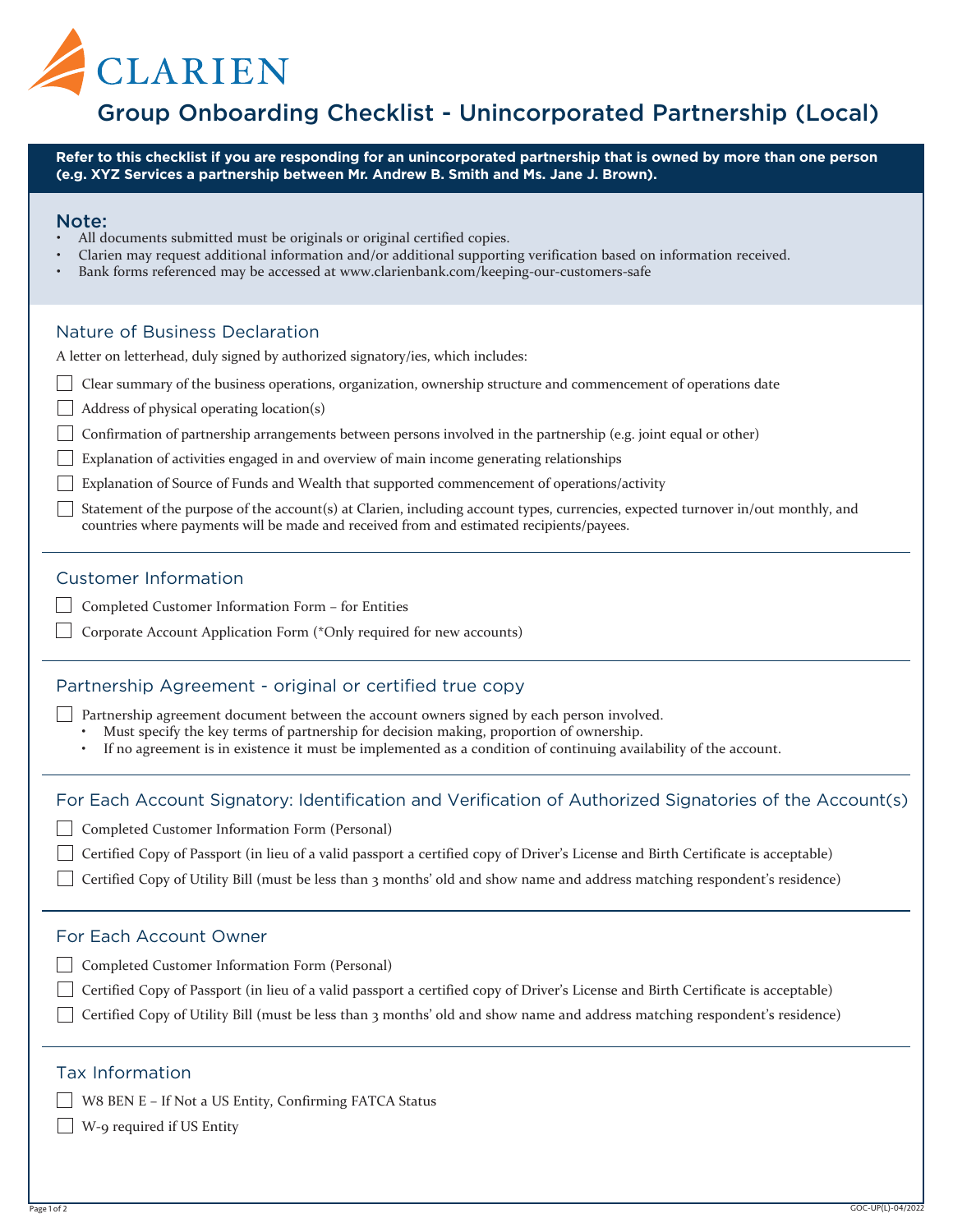# CLARIEN

## Group Onboarding Checklist - Unincorporated Partnership (Local)

**Refer to this checklist if you are responding for an unincorporated partnership that is owned by more than one person (e.g. XYZ Services a partnership between Mr. Andrew B. Smith and Ms. Jane J. Brown).**

### Note:

- All documents submitted must be originals or original certified copies.
- Clarien may request additional information and/or additional supporting verification based on information received.
- Bank forms referenced may be accessed at www.clarienbank.com/keeping-our-customers-safe

### Nature of Business Declaration

A letter on letterhead, duly signed by authorized signatory/ies, which includes:

- [ ] Clear summary of the business operations, organization, ownership structure and commencement of operations date
- [ ] Address of physical operating location(s)
- [ ] Confirmation of partnership arrangements between persons involved in the partnership (e.g. joint equal or other)
- [ ] Explanation of activities engaged in and overview of main income generating relationships
- [ ] Explanation of Source of Funds and Wealth that supported commencement of operations/activity
- [ ] Statement of the purpose of the account(s) at Clarien, including account types, currencies, expected turnover in/out monthly, and countries where payments will be made and received from and estimated recipients/payees.

### Customer Information

- [ ] Completed Customer Information Form – for Entities
- [ ] Corporate Account Application Form (*Only required for new accounts)

### Partnership Agreement - original or certified true copy

- [ ] Partnership agreement document between the account owners signed by each person involved.
  - Must specify the key terms of partnership for decision making, proportion of ownership.
  - If no agreement is in existence it must be implemented as a condition of continuing availability of the account.

### For Each Account Signatory: Identification and Verification of Authorized Signatories of the Account(s)

- [ ] Completed Customer Information Form (Personal)
- [ ] Certified Copy of Passport (in lieu of a valid passport a certified copy of Driver's License and Birth Certificate is acceptable)
- [ ] Certified Copy of Utility Bill (must be less than 3 months' old and show name and address matching respondent's residence)

### For Each Account Owner

- [ ] Completed Customer Information Form (Personal)
- [ ] Certified Copy of Passport (in lieu of a valid passport a certified copy of Driver's License and Birth Certificate is acceptable)
- [ ] Certified Copy of Utility Bill (must be less than 3 months' old and show name and address matching respondent's residence)

### Tax Information

- [ ] W8 BEN E – If Not a US Entity, Confirming FATCA Status
- [ ] W-9 required if US Entity

GOC-UP(L)-04/2022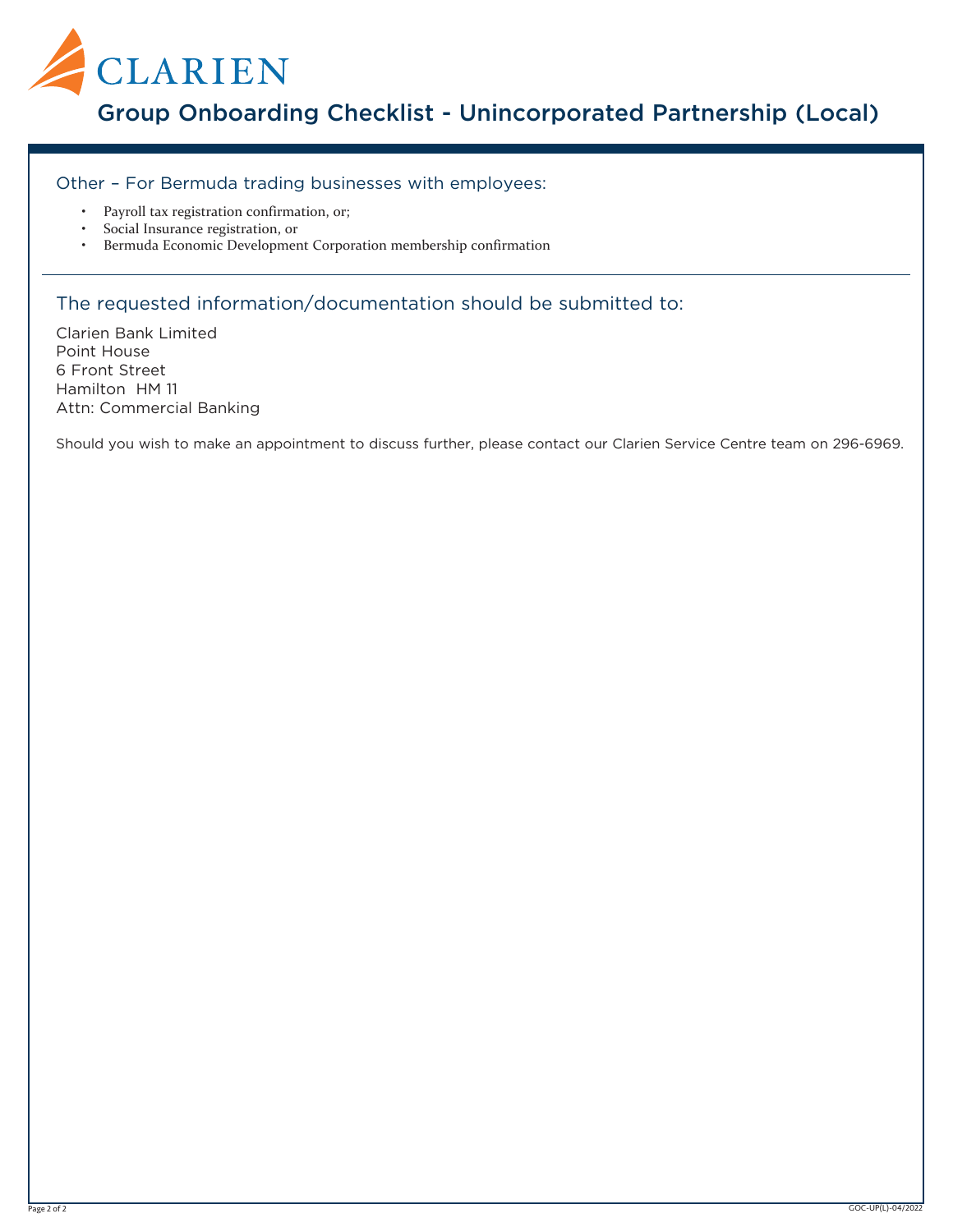# CLARIEN

## Group Onboarding Checklist - Unincorporated Partnership (Local)

### Other – For Bermuda trading businesses with employees:

- Payroll tax registration confirmation, or;
- Social Insurance registration, or
- Bermuda Economic Development Corporation membership confirmation

### The requested information/documentation should be submitted to:

Clarien Bank Limited
Point House
6 Front Street
Hamilton HM 11
Attn: Commercial Banking

Should you wish to make an appointment to discuss further, please contact our Clarien Service Centre team on 296-6969.

GOC-UP(L)-04/2022